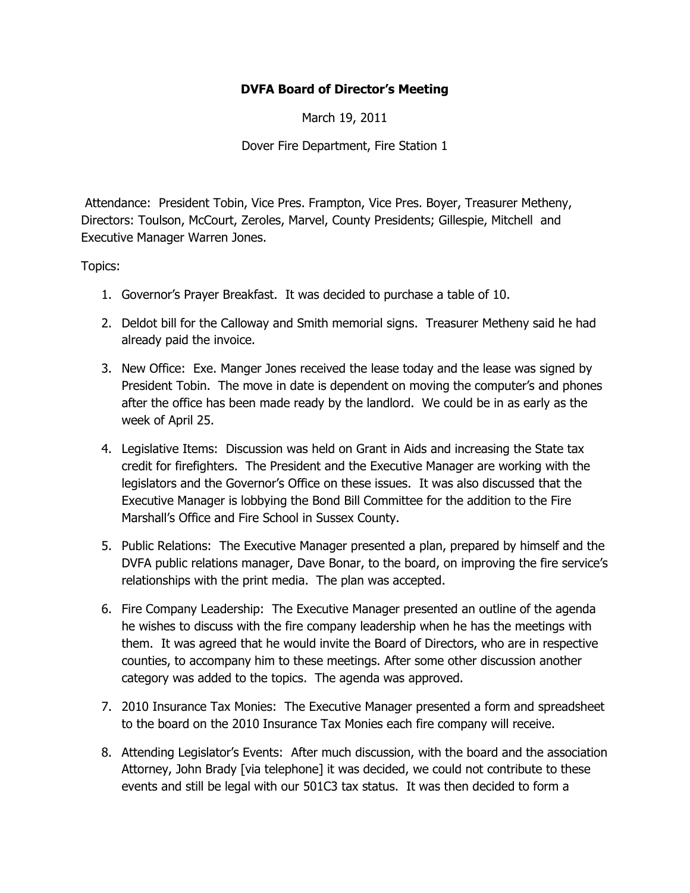**DVFA Board of Director's Meeting**

March 19, 2011

Dover Fire Department, Fire Station 1

Attendance: President Tobin, Vice Pres. Frampton, Vice Pres. Boyer, Treasurer Metheny, Directors: Toulson, McCourt, Zeroles, Marvel, County Presidents; Gillespie, Mitchell and Executive Manager Warren Jones.

Topics:

1. Governor's Prayer Breakfast. It was decided to purchase a table of 10.
2. Deldot bill for the Calloway and Smith memorial signs. Treasurer Metheny said he had already paid the invoice.
3. New Office: Exe. Manger Jones received the lease today and the lease was signed by President Tobin. The move in date is dependent on moving the computer's and phones after the office has been made ready by the landlord. We could be in as early as the week of April 25.
4. Legislative Items: Discussion was held on Grant in Aids and increasing the State tax credit for firefighters. The President and the Executive Manager are working with the legislators and the Governor's Office on these issues. It was also discussed that the Executive Manager is lobbying the Bond Bill Committee for the addition to the Fire Marshall's Office and Fire School in Sussex County.
5. Public Relations: The Executive Manager presented a plan, prepared by himself and the DVFA public relations manager, Dave Bonar, to the board, on improving the fire service's relationships with the print media. The plan was accepted.
6. Fire Company Leadership: The Executive Manager presented an outline of the agenda he wishes to discuss with the fire company leadership when he has the meetings with them. It was agreed that he would invite the Board of Directors, who are in respective counties, to accompany him to these meetings. After some other discussion another category was added to the topics. The agenda was approved.
7. 2010 Insurance Tax Monies: The Executive Manager presented a form and spreadsheet to the board on the 2010 Insurance Tax Monies each fire company will receive.
8. Attending Legislator's Events: After much discussion, with the board and the association Attorney, John Brady [via telephone] it was decided, we could not contribute to these events and still be legal with our 501C3 tax status. It was then decided to form a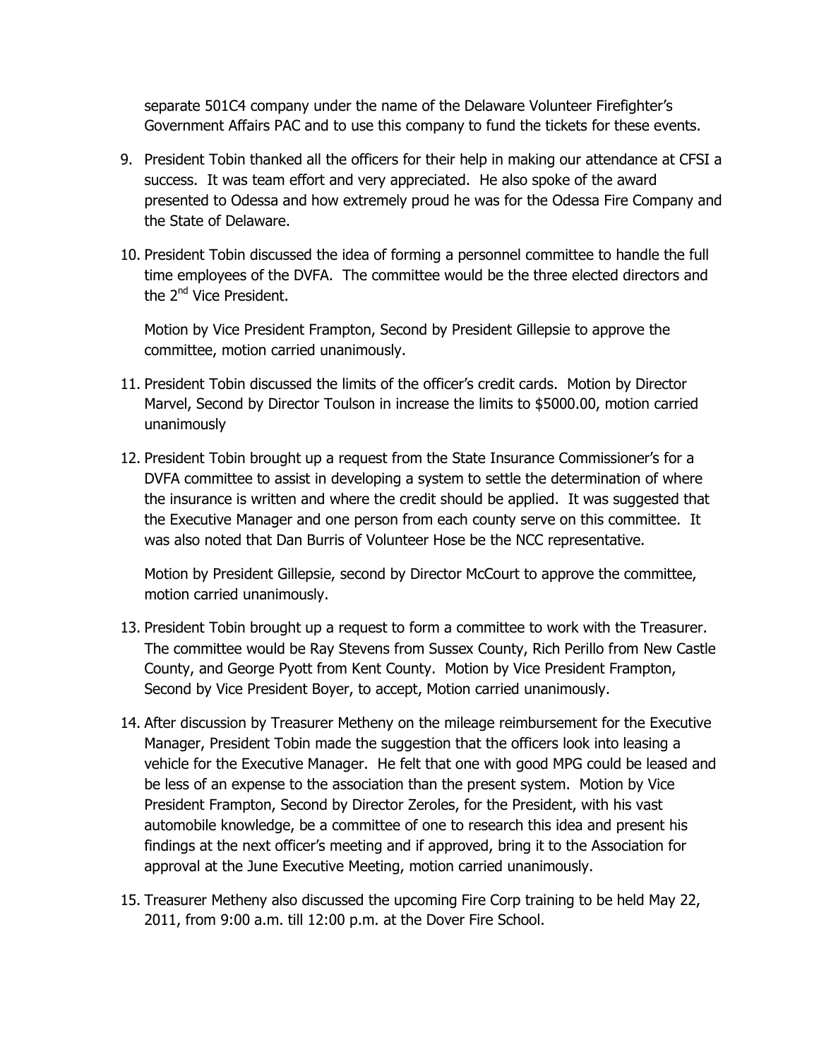separate 501C4 company under the name of the Delaware Volunteer Firefighter's Government Affairs PAC and to use this company to fund the tickets for these events.

9. President Tobin thanked all the officers for their help in making our attendance at CFSI a success. It was team effort and very appreciated. He also spoke of the award presented to Odessa and how extremely proud he was for the Odessa Fire Company and the State of Delaware.

10. President Tobin discussed the idea of forming a personnel committee to handle the full time employees of the DVFA. The committee would be the three elected directors and the 2nd Vice President.

    Motion by Vice President Frampton, Second by President Gillepsie to approve the committee, motion carried unanimously.

11. President Tobin discussed the limits of the officer's credit cards. Motion by Director Marvel, Second by Director Toulson in increase the limits to $5000.00, motion carried unanimously

12. President Tobin brought up a request from the State Insurance Commissioner's for a DVFA committee to assist in developing a system to settle the determination of where the insurance is written and where the credit should be applied. It was suggested that the Executive Manager and one person from each county serve on this committee. It was also noted that Dan Burris of Volunteer Hose be the NCC representative.

    Motion by President Gillepsie, second by Director McCourt to approve the committee, motion carried unanimously.

13. President Tobin brought up a request to form a committee to work with the Treasurer. The committee would be Ray Stevens from Sussex County, Rich Perillo from New Castle County, and George Pyott from Kent County. Motion by Vice President Frampton, Second by Vice President Boyer, to accept, Motion carried unanimously.

14. After discussion by Treasurer Metheny on the mileage reimbursement for the Executive Manager, President Tobin made the suggestion that the officers look into leasing a vehicle for the Executive Manager. He felt that one with good MPG could be leased and be less of an expense to the association than the present system. Motion by Vice President Frampton, Second by Director Zeroles, for the President, with his vast automobile knowledge, be a committee of one to research this idea and present his findings at the next officer's meeting and if approved, bring it to the Association for approval at the June Executive Meeting, motion carried unanimously.

15. Treasurer Metheny also discussed the upcoming Fire Corp training to be held May 22, 2011, from 9:00 a.m. till 12:00 p.m. at the Dover Fire School.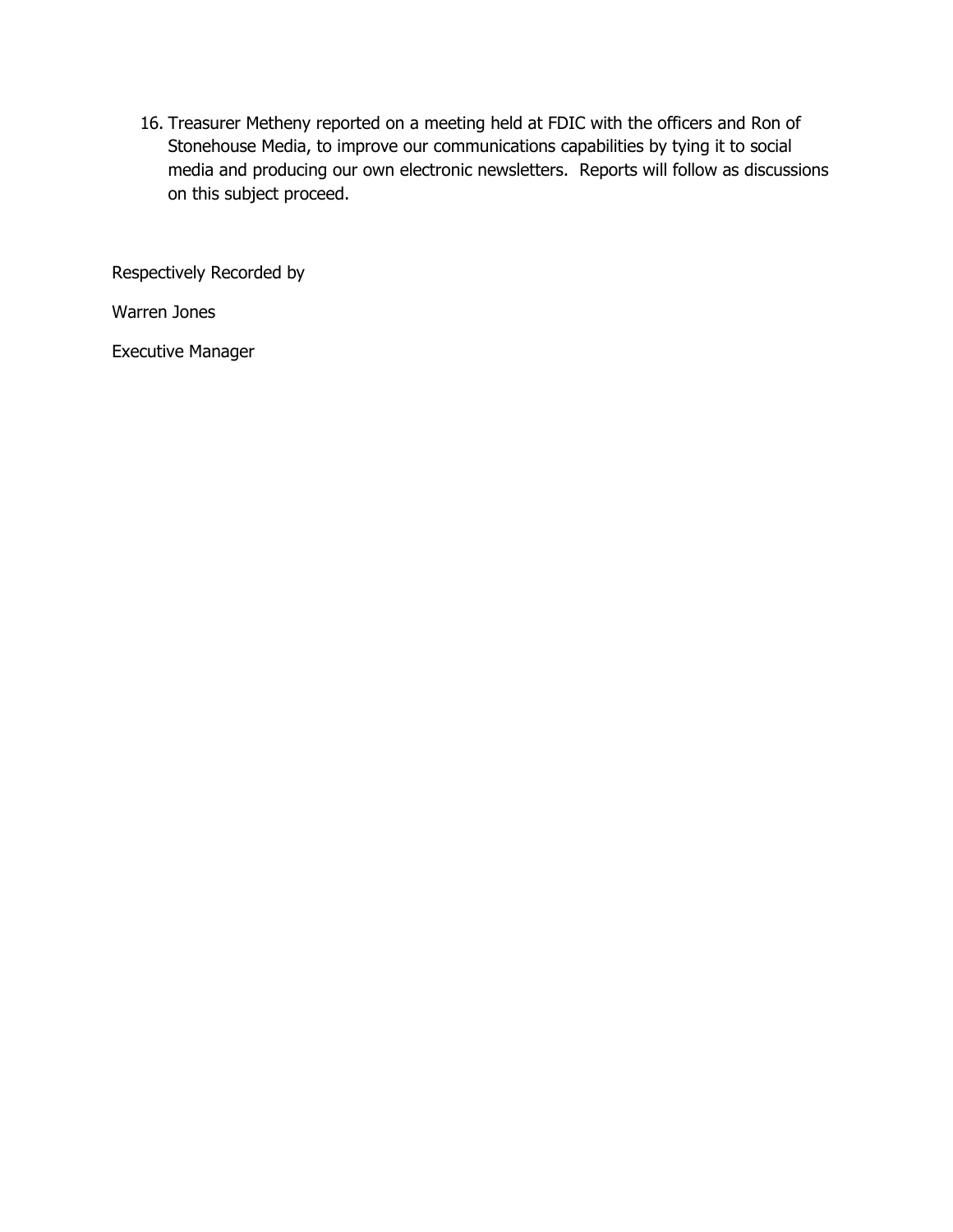16. Treasurer Metheny reported on a meeting held at FDIC with the officers and Ron of Stonehouse Media, to improve our communications capabilities by tying it to social media and producing our own electronic newsletters. Reports will follow as discussions on this subject proceed.

Respectively Recorded by

Warren Jones

Executive Manager